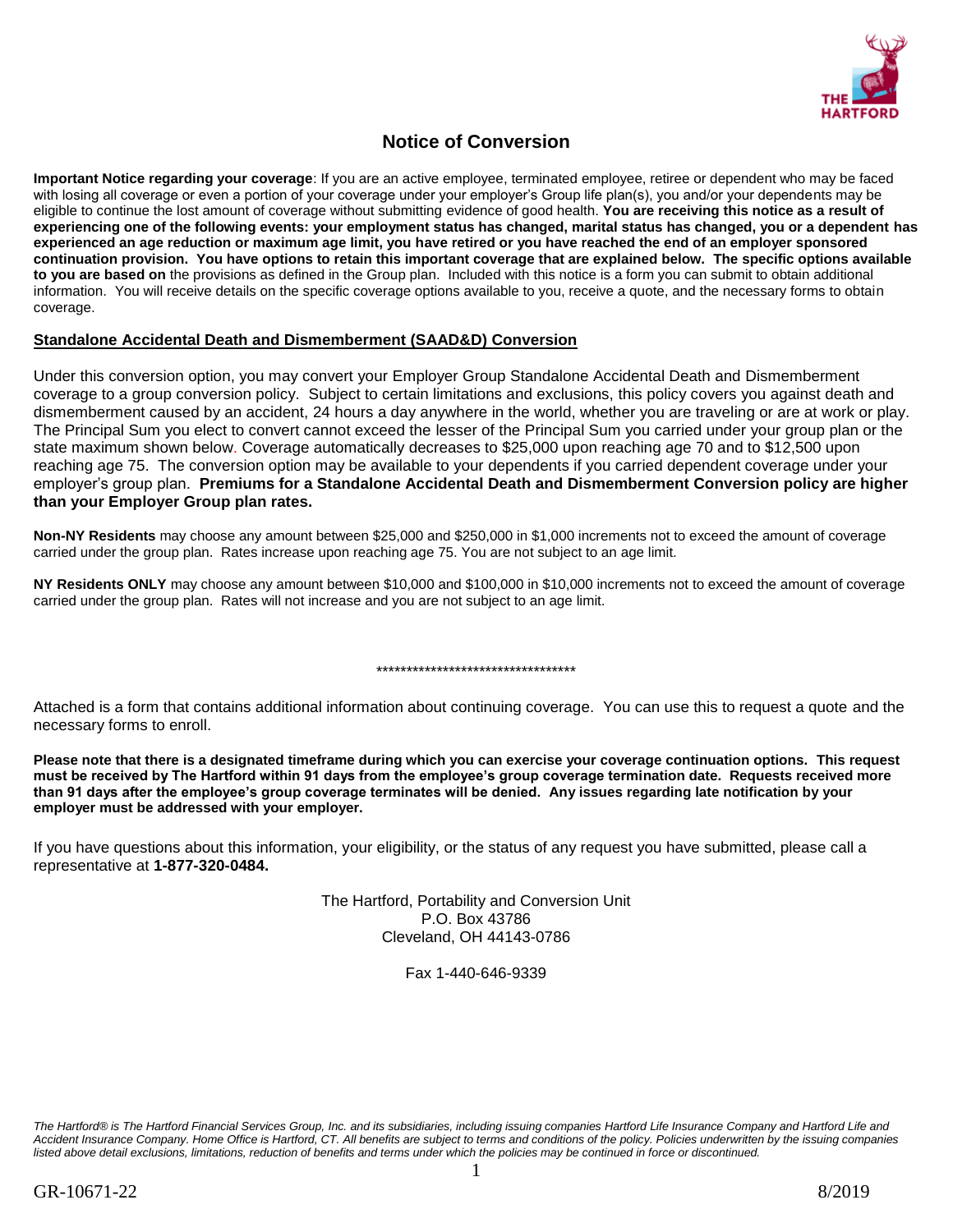# Notice of Conversion

**Important Notice regarding your coverage**: If you are an active employee, terminated employee, retiree or dependent who may be faced with losing all coverage or even a portion of your coverage under your employer's Group life plan(s), you and/or your dependents may be eligible to continue the lost amount of coverage without submitting evidence of good health. **You are receiving this notice as a result of experiencing one of the following events: your employment status has changed, marital status has changed, you or a dependent has experienced an age reduction or maximum age limit, you have retired or you have reached the end of an employer sponsored continuation provision. You have options to retain this important coverage that are explained below. The specific options available to you are based on** the provisions as defined in the Group plan. Included with this notice is a form you can submit to obtain additional information. You will receive details on the specific coverage options available to you, receive a quote, and the necessary forms to obtain coverage.

## Standalone Accidental Death and Dismemberment (SAAD&D) Conversion

Under this conversion option, you may convert your Employer Group Standalone Accidental Death and Dismemberment coverage to a group conversion policy. Subject to certain limitations and exclusions, this policy covers you against death and dismemberment caused by an accident, 24 hours a day anywhere in the world, whether you are traveling or are at work or play. The Principal Sum you elect to convert cannot exceed the lesser of the Principal Sum you carried under your group plan or the state maximum shown below. Coverage automatically decreases to $25,000 upon reaching age 70 and to $12,500 upon reaching age 75. The conversion option may be available to your dependents if you carried dependent coverage under your employer's group plan. **Premiums for a Standalone Accidental Death and Dismemberment Conversion policy are higher than your Employer Group plan rates.**

**Non-NY Residents** may choose any amount between $25,000 and $250,000 in $1,000 increments not to exceed the amount of coverage carried under the group plan. Rates increase upon reaching age 75. You are not subject to an age limit.

**NY Residents ONLY** may choose any amount between $10,000 and $100,000 in $10,000 increments not to exceed the amount of coverage carried under the group plan. Rates will not increase and you are not subject to an age limit.

**********************************

Attached is a form that contains additional information about continuing coverage. You can use this to request a quote and the necessary forms to enroll.

**Please note that there is a designated timeframe during which you can exercise your coverage continuation options. This request must be received by The Hartford within 91 days from the employee's group coverage termination date. Requests received more than 91 days after the employee's group coverage terminates will be denied. Any issues regarding late notification by your employer must be addressed with your employer.**

If you have questions about this information, your eligibility, or the status of any request you have submitted, please call a representative at **1-877-320-0484.**

The Hartford, Portability and Conversion Unit
P.O. Box 43786
Cleveland, OH 44143-0786

Fax 1-440-646-9339

*The Hartford® is The Hartford Financial Services Group, Inc. and its subsidiaries, including issuing companies Hartford Life Insurance Company and Hartford Life and Accident Insurance Company. Home Office is Hartford, CT. All benefits are subject to terms and conditions of the policy. Policies underwritten by the issuing companies listed above detail exclusions, limitations, reduction of benefits and terms under which the policies may be continued in force or discontinued.*

GR-10671-22 8/2019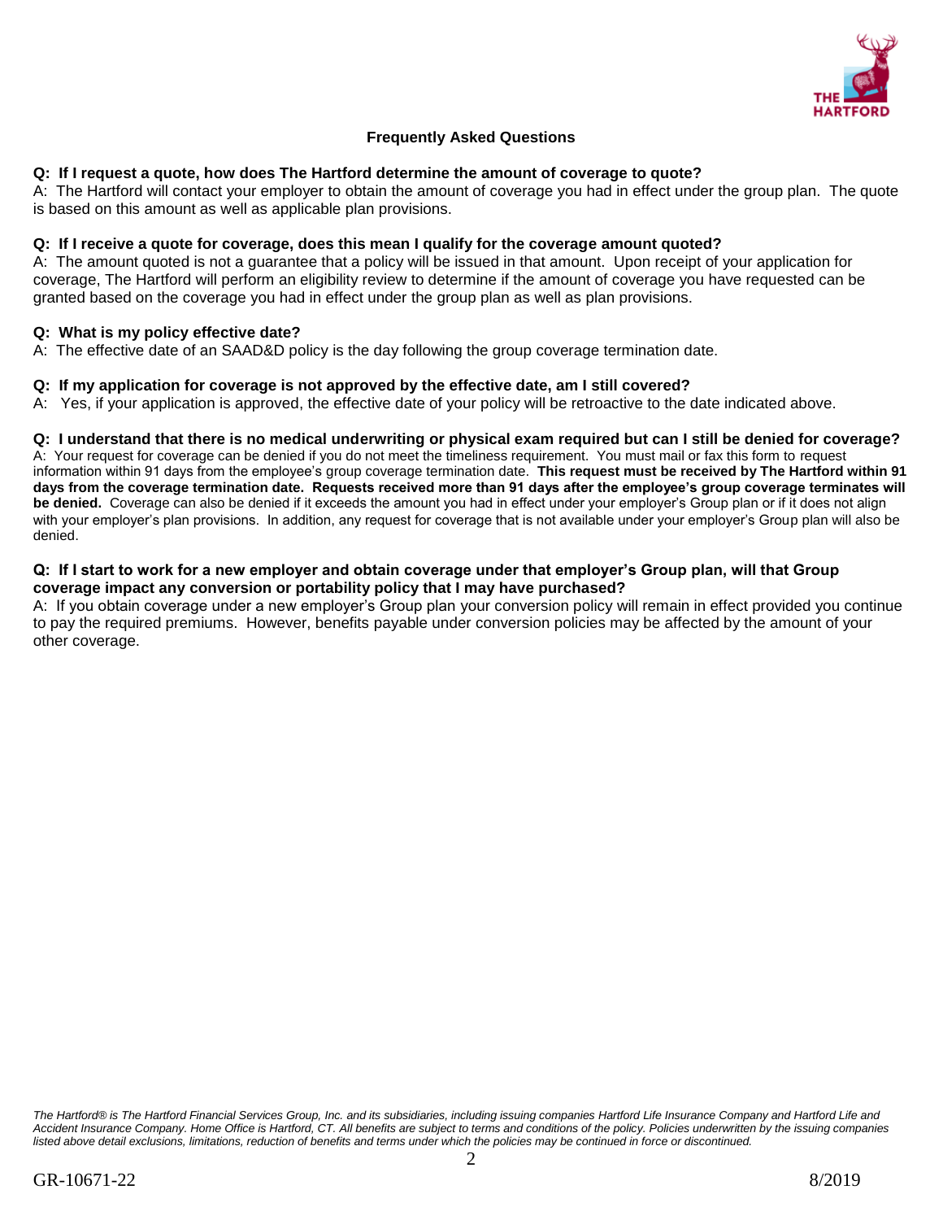## Frequently Asked Questions

**Q: If I request a quote, how does The Hartford determine the amount of coverage to quote?**
A: The Hartford will contact your employer to obtain the amount of coverage you had in effect under the group plan. The quote is based on this amount as well as applicable plan provisions.

**Q: If I receive a quote for coverage, does this mean I qualify for the coverage amount quoted?**
A: The amount quoted is not a guarantee that a policy will be issued in that amount. Upon receipt of your application for coverage, The Hartford will perform an eligibility review to determine if the amount of coverage you have requested can be granted based on the coverage you had in effect under the group plan as well as plan provisions.

**Q: What is my policy effective date?**
A: The effective date of an SAAD&D policy is the day following the group coverage termination date.

**Q: If my application for coverage is not approved by the effective date, am I still covered?**
A: Yes, if your application is approved, the effective date of your policy will be retroactive to the date indicated above.

**Q: I understand that there is no medical underwriting or physical exam required but can I still be denied for coverage?**
A: Your request for coverage can be denied if you do not meet the timeliness requirement. You must mail or fax this form to request information within 91 days from the employee's group coverage termination date. **This request must be received by The Hartford within 91 days from the coverage termination date. Requests received more than 91 days after the employee's group coverage terminates will be denied.** Coverage can also be denied if it exceeds the amount you had in effect under your employer's Group plan or if it does not align with your employer's plan provisions. In addition, any request for coverage that is not available under your employer's Group plan will also be denied.

**Q: If I start to work for a new employer and obtain coverage under that employer's Group plan, will that Group coverage impact any conversion or portability policy that I may have purchased?**
A: If you obtain coverage under a new employer's Group plan your conversion policy will remain in effect provided you continue to pay the required premiums. However, benefits payable under conversion policies may be affected by the amount of your other coverage.

*The Hartford® is The Hartford Financial Services Group, Inc. and its subsidiaries, including issuing companies Hartford Life Insurance Company and Hartford Life and Accident Insurance Company. Home Office is Hartford, CT. All benefits are subject to terms and conditions of the policy. Policies underwritten by the issuing companies listed above detail exclusions, limitations, reduction of benefits and terms under which the policies may be continued in force or discontinued.*

GR-10671-22 8/2019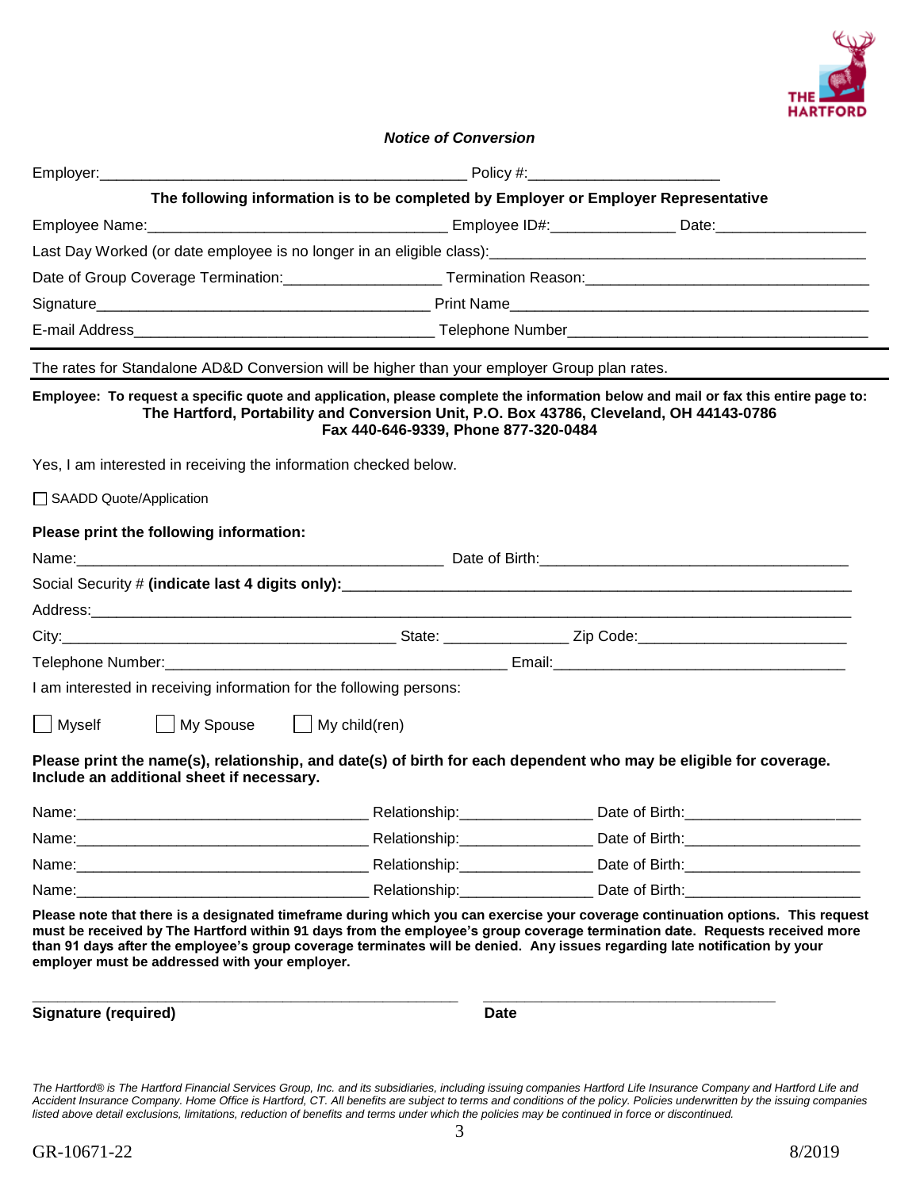THE HARTFORD

***Notice of Conversion***

Employer:_____________________________________________ Policy #:_______________________

**The following information is to be completed by Employer or Employer Representative**

Employee Name:_____________________________________ Employee ID#:_______________ Date:__________________

Last Day Worked (or date employee is no longer in an eligible class):_____________________________________________

Date of Group Coverage Termination:___________________ Termination Reason:__________________________________

Signature_________________________________________ Print Name___________________________________________

E-mail Address_____________________________________ Telephone Number____________________________________

The rates for Standalone AD&D Conversion will be higher than your employer Group plan rates.

**Employee: To request a specific quote and application, please complete the information below and mail or fax this entire page to: The Hartford, Portability and Conversion Unit, P.O. Box 43786, Cleveland, OH 44143-0786 Fax 440-646-9339, Phone 877-320-0484**

Yes, I am interested in receiving the information checked below.

☐ SAADD Quote/Application

**Please print the following information:**

Name:_______________________________________________ Date of Birth:_____________________________________

Social Security # **(indicate last 4 digits only):**_________________________________________________________________

Address:_____________________________________________________________________________________________

City:________________________________________ State: _______________ Zip Code:_________________________

Telephone Number:__________________________________________ Email:___________________________________

I am interested in receiving information for the following persons:

☐ Myself ☐ My Spouse ☐ My child(ren)

**Please print the name(s), relationship, and date(s) of birth for each dependent who may be eligible for coverage. Include an additional sheet if necessary.**

Name:____________________________________ Relationship:________________ Date of Birth:_____________________

Name:____________________________________ Relationship:________________ Date of Birth:_____________________

Name:____________________________________ Relationship:________________ Date of Birth:_____________________

Name:____________________________________ Relationship:________________ Date of Birth:_____________________

**Please note that there is a designated timeframe during which you can exercise your coverage continuation options. This request must be received by The Hartford within 91 days from the employee's group coverage termination date. Requests received more than 91 days after the employee's group coverage terminates will be denied. Any issues regarding late notification by your employer must be addressed with your employer.**

_____________________________________________________ _____________________________________

**Signature (required)** **Date**

*The Hartford® is The Hartford Financial Services Group, Inc. and its subsidiaries, including issuing companies Hartford Life Insurance Company and Hartford Life and Accident Insurance Company. Home Office is Hartford, CT. All benefits are subject to terms and conditions of the policy. Policies underwritten by the issuing companies listed above detail exclusions, limitations, reduction of benefits and terms under which the policies may be continued in force or discontinued.*

GR-10671-22 8/2019